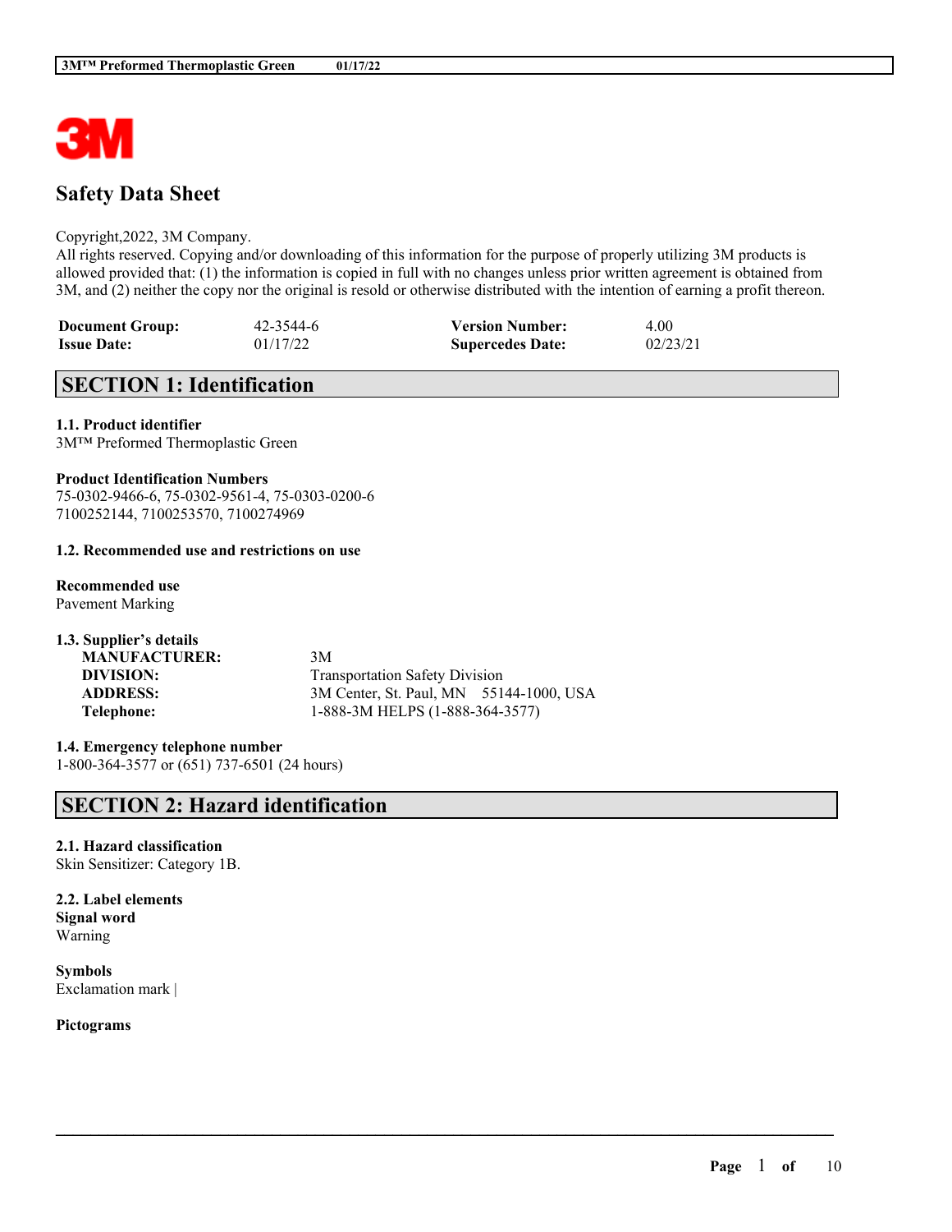# Safety Data Sheet

Copyright,2022, 3M Company.
All rights reserved. Copying and/or downloading of this information for the purpose of properly utilizing 3M products is allowed provided that: (1) the information is copied in full with no changes unless prior written agreement is obtained from 3M, and (2) neither the copy nor the original is resold or otherwise distributed with the intention of earning a profit thereon.

| | | | |
|---|---|---|---|
| **Document Group:** | 42-3544-6 | **Version Number:** | 4.00 |
| **Issue Date:** | 01/17/22 | **Supercedes Date:** | 02/23/21 |

## SECTION 1: Identification

**1.1. Product identifier**
3M™ Preformed Thermoplastic Green

**Product Identification Numbers**
75-0302-9466-6, 75-0302-9561-4, 75-0303-0200-6
7100252144, 7100253570, 7100274969

**1.2. Recommended use and restrictions on use**

**Recommended use**
Pavement Marking

**1.3. Supplier's details**

| | |
|---|---|
| **MANUFACTURER:** | 3M |
| **DIVISION:** | Transportation Safety Division |
| **ADDRESS:** | 3M Center, St. Paul, MN 55144-1000, USA |
| **Telephone:** | 1-888-3M HELPS (1-888-364-3577) |

**1.4. Emergency telephone number**
1-800-364-3577 or (651) 737-6501 (24 hours)

## SECTION 2: Hazard identification

**2.1. Hazard classification**
Skin Sensitizer: Category 1B.

**2.2. Label elements**
**Signal word**
Warning

**Symbols**
Exclamation mark |

**Pictograms**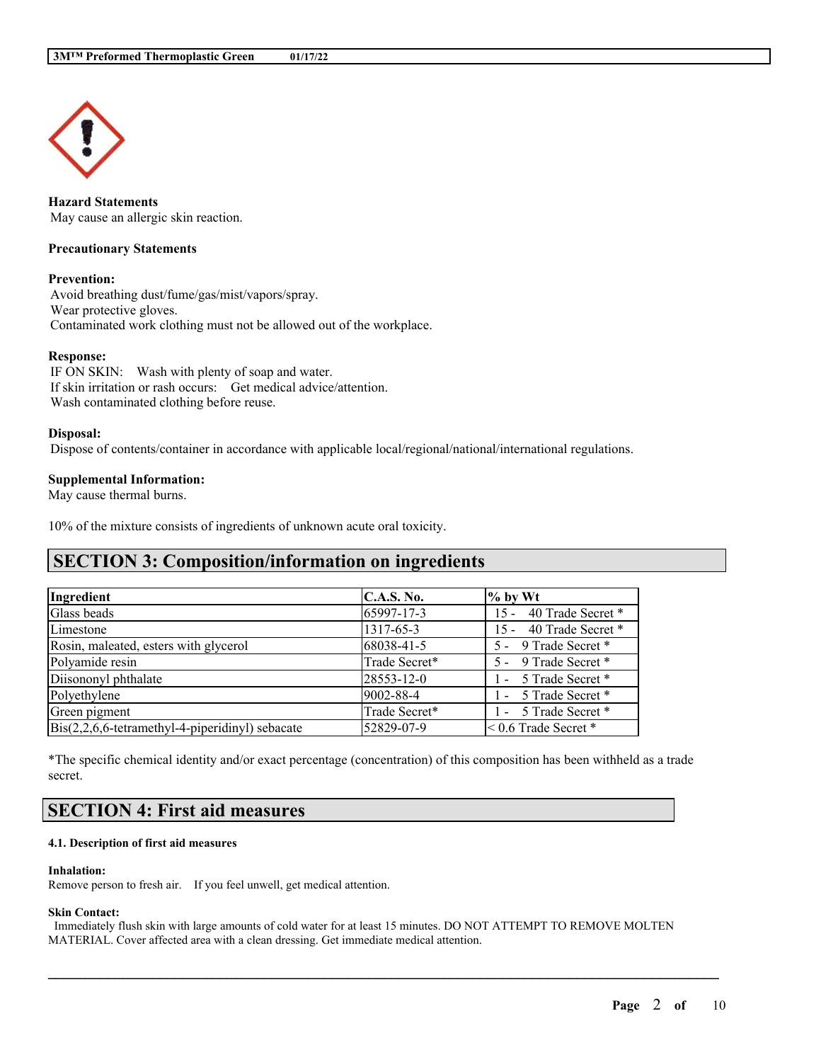**Hazard Statements**
May cause an allergic skin reaction.

**Precautionary Statements**

**Prevention:**
Avoid breathing dust/fume/gas/mist/vapors/spray.
Wear protective gloves.
Contaminated work clothing must not be allowed out of the workplace.

**Response:**
IF ON SKIN: Wash with plenty of soap and water.
If skin irritation or rash occurs: Get medical advice/attention.
Wash contaminated clothing before reuse.

**Disposal:**
Dispose of contents/container in accordance with applicable local/regional/national/international regulations.

**Supplemental Information:**
May cause thermal burns.

10% of the mixture consists of ingredients of unknown acute oral toxicity.

## SECTION 3: Composition/information on ingredients

| Ingredient | C.A.S. No. | % by Wt |
|---|---|---|
| Glass beads | 65997-17-3 | 15 - 40 Trade Secret * |
| Limestone | 1317-65-3 | 15 - 40 Trade Secret * |
| Rosin, maleated, esters with glycerol | 68038-41-5 | 5 - 9 Trade Secret * |
| Polyamide resin | Trade Secret* | 5 - 9 Trade Secret * |
| Diisononyl phthalate | 28553-12-0 | 1 - 5 Trade Secret * |
| Polyethylene | 9002-88-4 | 1 - 5 Trade Secret * |
| Green pigment | Trade Secret* | 1 - 5 Trade Secret * |
| Bis(2,2,6,6-tetramethyl-4-piperidinyl) sebacate | 52829-07-9 | < 0.6 Trade Secret * |

*The specific chemical identity and/or exact percentage (concentration) of this composition has been withheld as a trade secret.

## SECTION 4: First aid measures

#### 4.1. Description of first aid measures

**Inhalation:**
Remove person to fresh air. If you feel unwell, get medical attention.

**Skin Contact:**
Immediately flush skin with large amounts of cold water for at least 15 minutes. DO NOT ATTEMPT TO REMOVE MOLTEN MATERIAL. Cover affected area with a clean dressing. Get immediate medical attention.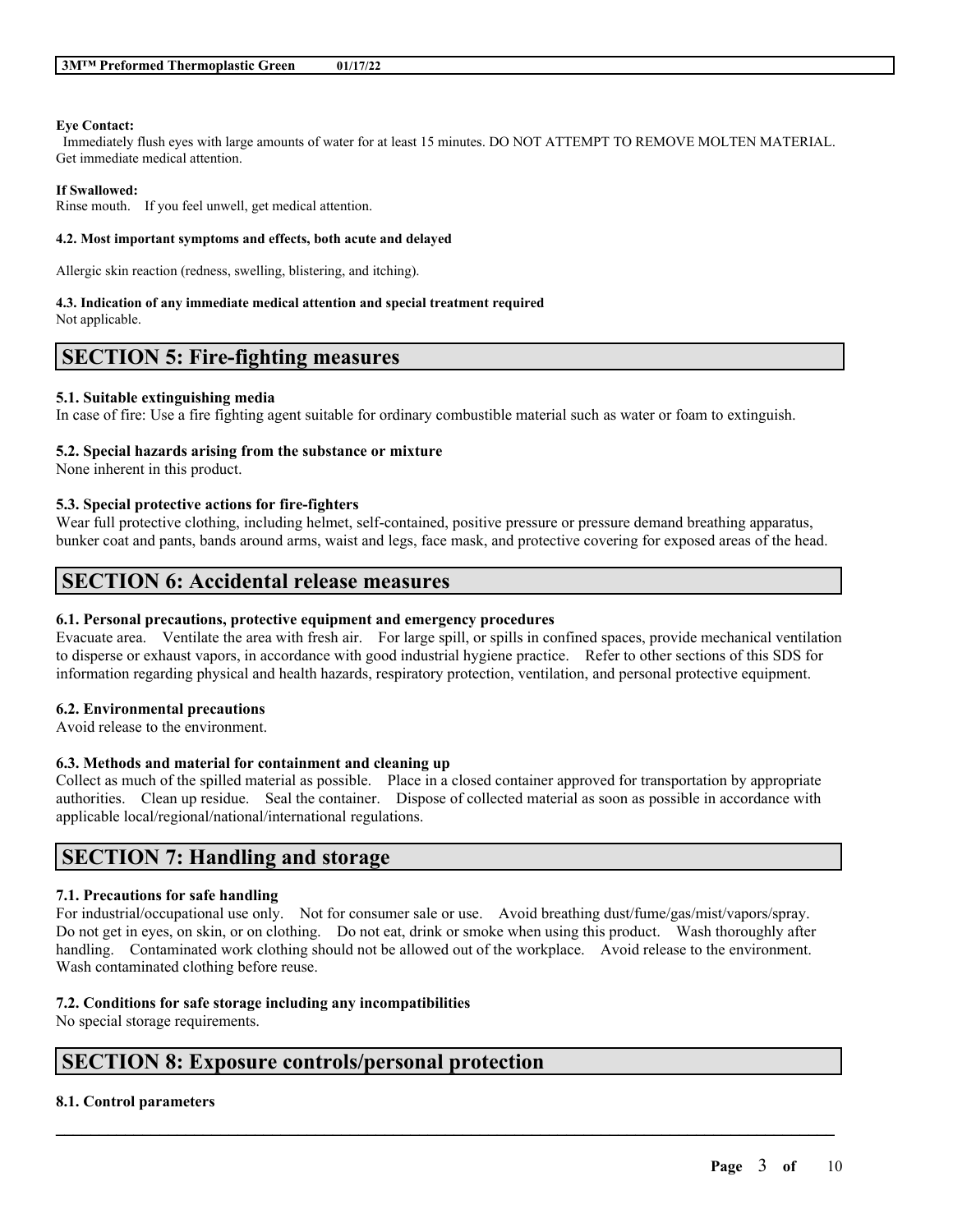**Eye Contact:**
Immediately flush eyes with large amounts of water for at least 15 minutes. DO NOT ATTEMPT TO REMOVE MOLTEN MATERIAL. Get immediate medical attention.

**If Swallowed:**
Rinse mouth. If you feel unwell, get medical attention.

**4.2. Most important symptoms and effects, both acute and delayed**

Allergic skin reaction (redness, swelling, blistering, and itching).

**4.3. Indication of any immediate medical attention and special treatment required**
Not applicable.

## SECTION 5: Fire-fighting measures

**5.1. Suitable extinguishing media**
In case of fire: Use a fire fighting agent suitable for ordinary combustible material such as water or foam to extinguish.

**5.2. Special hazards arising from the substance or mixture**
None inherent in this product.

**5.3. Special protective actions for fire-fighters**
Wear full protective clothing, including helmet, self-contained, positive pressure or pressure demand breathing apparatus, bunker coat and pants, bands around arms, waist and legs, face mask, and protective covering for exposed areas of the head.

## SECTION 6: Accidental release measures

**6.1. Personal precautions, protective equipment and emergency procedures**
Evacuate area. Ventilate the area with fresh air. For large spill, or spills in confined spaces, provide mechanical ventilation to disperse or exhaust vapors, in accordance with good industrial hygiene practice. Refer to other sections of this SDS for information regarding physical and health hazards, respiratory protection, ventilation, and personal protective equipment.

**6.2. Environmental precautions**
Avoid release to the environment.

**6.3. Methods and material for containment and cleaning up**
Collect as much of the spilled material as possible. Place in a closed container approved for transportation by appropriate authorities. Clean up residue. Seal the container. Dispose of collected material as soon as possible in accordance with applicable local/regional/national/international regulations.

## SECTION 7: Handling and storage

**7.1. Precautions for safe handling**
For industrial/occupational use only. Not for consumer sale or use. Avoid breathing dust/fume/gas/mist/vapors/spray. Do not get in eyes, on skin, or on clothing. Do not eat, drink or smoke when using this product. Wash thoroughly after handling. Contaminated work clothing should not be allowed out of the workplace. Avoid release to the environment. Wash contaminated clothing before reuse.

**7.2. Conditions for safe storage including any incompatibilities**
No special storage requirements.

## SECTION 8: Exposure controls/personal protection

**8.1. Control parameters**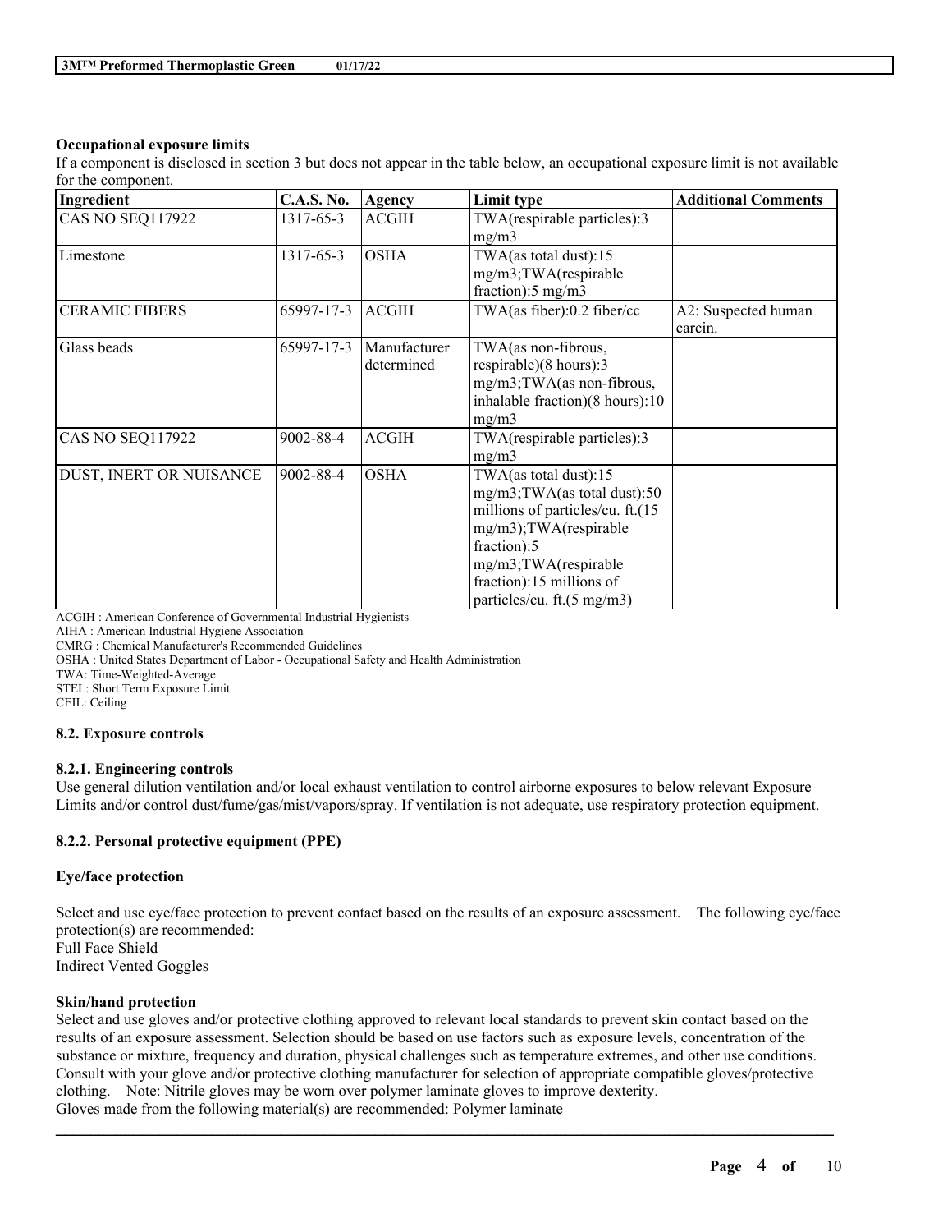### Occupational exposure limits

If a component is disclosed in section 3 but does not appear in the table below, an occupational exposure limit is not available for the component.

| Ingredient | C.A.S. No. | Agency | Limit type | Additional Comments |
| --- | --- | --- | --- | --- |
| CAS NO SEQ117922 | 1317-65-3 | ACGIH | TWA(respirable particles):3 mg/m3 | |
| Limestone | 1317-65-3 | OSHA | TWA(as total dust):15 mg/m3;TWA(respirable fraction):5 mg/m3 | |
| CERAMIC FIBERS | 65997-17-3 | ACGIH | TWA(as fiber):0.2 fiber/cc | A2: Suspected human carcin. |
| Glass beads | 65997-17-3 | Manufacturer determined | TWA(as non-fibrous, respirable)(8 hours):3 mg/m3;TWA(as non-fibrous, inhalable fraction)(8 hours):10 mg/m3 | |
| CAS NO SEQ117922 | 9002-88-4 | ACGIH | TWA(respirable particles):3 mg/m3 | |
| DUST, INERT OR NUISANCE | 9002-88-4 | OSHA | TWA(as total dust):15 mg/m3;TWA(as total dust):50 millions of particles/cu. ft.(15 mg/m3);TWA(respirable fraction):5 mg/m3;TWA(respirable fraction):15 millions of particles/cu. ft.(5 mg/m3) | |

ACGIH : American Conference of Governmental Industrial Hygienists
AIHA : American Industrial Hygiene Association
CMRG : Chemical Manufacturer's Recommended Guidelines
OSHA : United States Department of Labor - Occupational Safety and Health Administration
TWA: Time-Weighted-Average
STEL: Short Term Exposure Limit
CEIL: Ceiling

### 8.2. Exposure controls

#### 8.2.1. Engineering controls

Use general dilution ventilation and/or local exhaust ventilation to control airborne exposures to below relevant Exposure Limits and/or control dust/fume/gas/mist/vapors/spray. If ventilation is not adequate, use respiratory protection equipment.

#### 8.2.2. Personal protective equipment (PPE)

**Eye/face protection**

Select and use eye/face protection to prevent contact based on the results of an exposure assessment. The following eye/face protection(s) are recommended:
Full Face Shield
Indirect Vented Goggles

**Skin/hand protection**

Select and use gloves and/or protective clothing approved to relevant local standards to prevent skin contact based on the results of an exposure assessment. Selection should be based on use factors such as exposure levels, concentration of the substance or mixture, frequency and duration, physical challenges such as temperature extremes, and other use conditions. Consult with your glove and/or protective clothing manufacturer for selection of appropriate compatible gloves/protective clothing. Note: Nitrile gloves may be worn over polymer laminate gloves to improve dexterity.
Gloves made from the following material(s) are recommended: Polymer laminate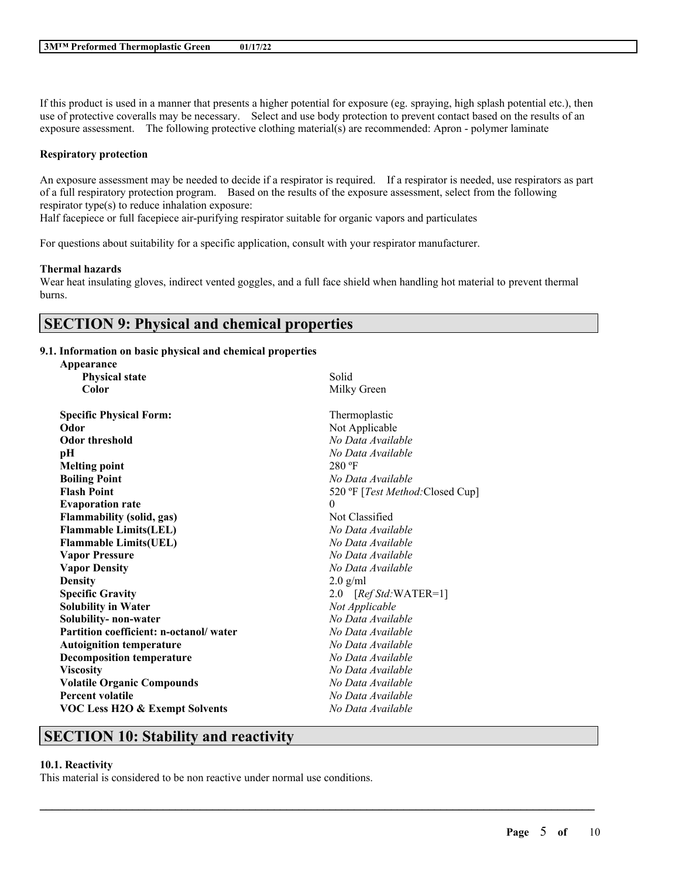If this product is used in a manner that presents a higher potential for exposure (eg. spraying, high splash potential etc.), then use of protective coveralls may be necessary. Select and use body protection to prevent contact based on the results of an exposure assessment. The following protective clothing material(s) are recommended: Apron - polymer laminate

**Respiratory protection**

An exposure assessment may be needed to decide if a respirator is required. If a respirator is needed, use respirators as part of a full respiratory protection program. Based on the results of the exposure assessment, select from the following respirator type(s) to reduce inhalation exposure:
Half facepiece or full facepiece air-purifying respirator suitable for organic vapors and particulates

For questions about suitability for a specific application, consult with your respirator manufacturer.

**Thermal hazards**
Wear heat insulating gloves, indirect vented goggles, and a full face shield when handling hot material to prevent thermal burns.

## SECTION 9: Physical and chemical properties

### 9.1. Information on basic physical and chemical properties

**Appearance**

| | |
|---|---|
| **Physical state** | Solid |
| **Color** | Milky Green |
| **Specific Physical Form:** | Thermoplastic |
| **Odor** | Not Applicable |
| **Odor threshold** | *No Data Available* |
| **pH** | *No Data Available* |
| **Melting point** | 280 ºF |
| **Boiling Point** | *No Data Available* |
| **Flash Point** | 520 ºF [*Test Method:*Closed Cup] |
| **Evaporation rate** | 0 |
| **Flammability (solid, gas)** | Not Classified |
| **Flammable Limits(LEL)** | *No Data Available* |
| **Flammable Limits(UEL)** | *No Data Available* |
| **Vapor Pressure** | *No Data Available* |
| **Vapor Density** | *No Data Available* |
| **Density** | 2.0 g/ml |
| **Specific Gravity** | 2.0 [*Ref Std:*WATER=1] |
| **Solubility in Water** | *Not Applicable* |
| **Solubility- non-water** | *No Data Available* |
| **Partition coefficient: n-octanol/ water** | *No Data Available* |
| **Autoignition temperature** | *No Data Available* |
| **Decomposition temperature** | *No Data Available* |
| **Viscosity** | *No Data Available* |
| **Volatile Organic Compounds** | *No Data Available* |
| **Percent volatile** | *No Data Available* |
| **VOC Less H2O & Exempt Solvents** | *No Data Available* |

## SECTION 10: Stability and reactivity

### 10.1. Reactivity
This material is considered to be non reactive under normal use conditions.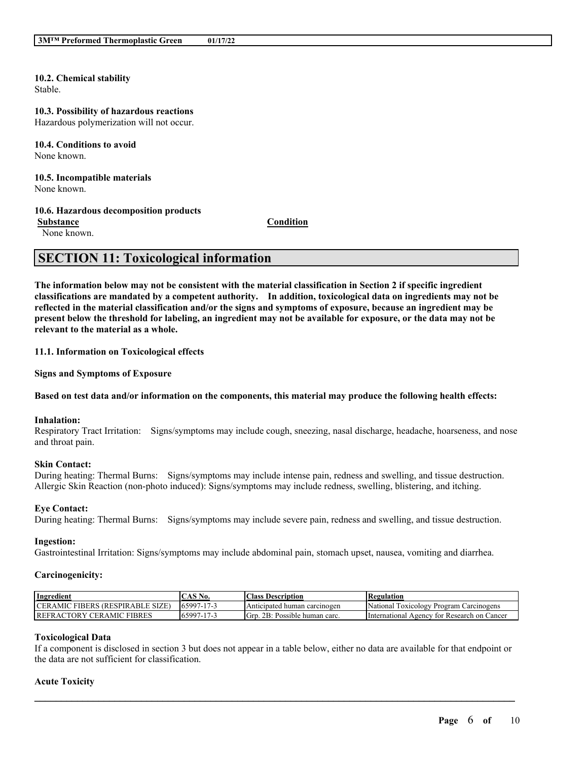**10.2. Chemical stability**
Stable.

**10.3. Possibility of hazardous reactions**
Hazardous polymerization will not occur.

**10.4. Conditions to avoid**
None known.

**10.5. Incompatible materials**
None known.

**10.6. Hazardous decomposition products**

| Substance | Condition |
|---|---|
| None known. | |

## SECTION 11: Toxicological information

**The information below may not be consistent with the material classification in Section 2 if specific ingredient classifications are mandated by a competent authority. In addition, toxicological data on ingredients may not be reflected in the material classification and/or the signs and symptoms of exposure, because an ingredient may be present below the threshold for labeling, an ingredient may not be available for exposure, or the data may not be relevant to the material as a whole.**

**11.1. Information on Toxicological effects**

**Signs and Symptoms of Exposure**

**Based on test data and/or information on the components, this material may produce the following health effects:**

**Inhalation:**
Respiratory Tract Irritation: Signs/symptoms may include cough, sneezing, nasal discharge, headache, hoarseness, and nose and throat pain.

**Skin Contact:**
During heating: Thermal Burns: Signs/symptoms may include intense pain, redness and swelling, and tissue destruction.
Allergic Skin Reaction (non-photo induced): Signs/symptoms may include redness, swelling, blistering, and itching.

**Eye Contact:**
During heating: Thermal Burns: Signs/symptoms may include severe pain, redness and swelling, and tissue destruction.

**Ingestion:**
Gastrointestinal Irritation: Signs/symptoms may include abdominal pain, stomach upset, nausea, vomiting and diarrhea.

**Carcinogenicity:**

| Ingredient | CAS No. | Class Description | Regulation |
|---|---|---|---|
| CERAMIC FIBERS (RESPIRABLE SIZE) | 65997-17-3 | Anticipated human carcinogen | National Toxicology Program Carcinogens |
| REFRACTORY CERAMIC FIBRES | 65997-17-3 | Grp. 2B: Possible human carc. | International Agency for Research on Cancer |

**Toxicological Data**
If a component is disclosed in section 3 but does not appear in a table below, either no data are available for that endpoint or the data are not sufficient for classification.

**Acute Toxicity**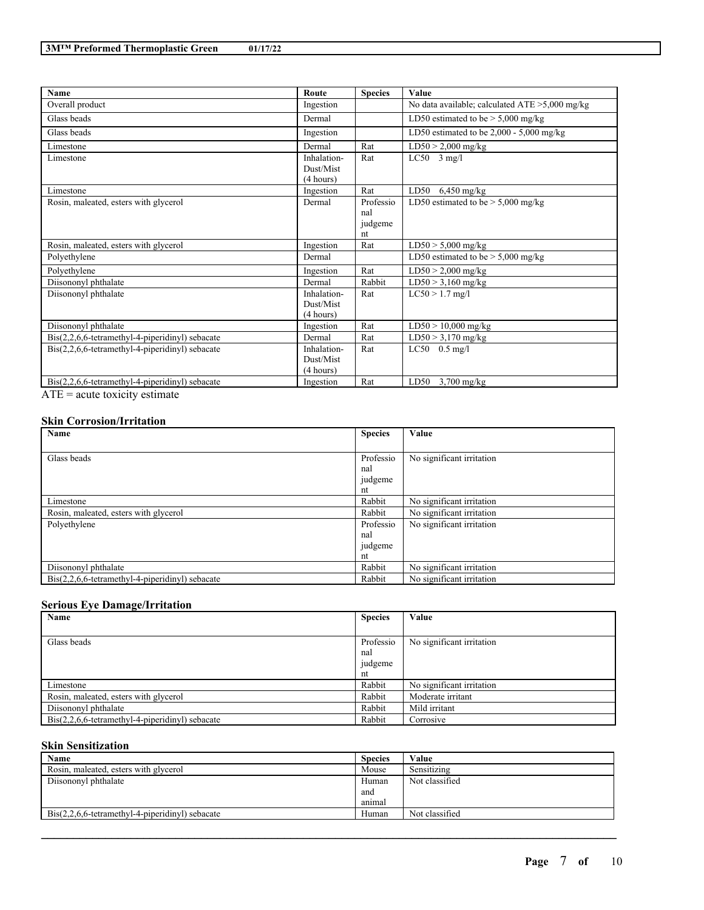| Name | Route | Species | Value |
| --- | --- | --- | --- |
| Overall product | Ingestion | | No data available; calculated ATE >5,000 mg/kg |
| Glass beads | Dermal | | LD50 estimated to be > 5,000 mg/kg |
| Glass beads | Ingestion | | LD50 estimated to be 2,000 - 5,000 mg/kg |
| Limestone | Dermal | Rat | LD50 > 2,000 mg/kg |
| Limestone | Inhalation-Dust/Mist (4 hours) | Rat | LC50 3 mg/l |
| Limestone | Ingestion | Rat | LD50 6,450 mg/kg |
| Rosin, maleated, esters with glycerol | Dermal | Professional judgement | LD50 estimated to be > 5,000 mg/kg |
| Rosin, maleated, esters with glycerol | Ingestion | Rat | LD50 > 5,000 mg/kg |
| Polyethylene | Dermal | | LD50 estimated to be > 5,000 mg/kg |
| Polyethylene | Ingestion | Rat | LD50 > 2,000 mg/kg |
| Diisononyl phthalate | Dermal | Rabbit | LD50 > 3,160 mg/kg |
| Diisononyl phthalate | Inhalation-Dust/Mist (4 hours) | Rat | LC50 > 1.7 mg/l |
| Diisononyl phthalate | Ingestion | Rat | LD50 > 10,000 mg/kg |
| Bis(2,2,6,6-tetramethyl-4-piperidinyl) sebacate | Dermal | Rat | LD50 > 3,170 mg/kg |
| Bis(2,2,6,6-tetramethyl-4-piperidinyl) sebacate | Inhalation-Dust/Mist (4 hours) | Rat | LC50 0.5 mg/l |
| Bis(2,2,6,6-tetramethyl-4-piperidinyl) sebacate | Ingestion | Rat | LD50 3,700 mg/kg |

ATE = acute toxicity estimate

### Skin Corrosion/Irritation

| Name | Species | Value |
| --- | --- | --- |
| Glass beads | Professional judgement | No significant irritation |
| Limestone | Rabbit | No significant irritation |
| Rosin, maleated, esters with glycerol | Rabbit | No significant irritation |
| Polyethylene | Professional judgement | No significant irritation |
| Diisononyl phthalate | Rabbit | No significant irritation |
| Bis(2,2,6,6-tetramethyl-4-piperidinyl) sebacate | Rabbit | No significant irritation |

### Serious Eye Damage/Irritation

| Name | Species | Value |
| --- | --- | --- |
| Glass beads | Professional judgement | No significant irritation |
| Limestone | Rabbit | No significant irritation |
| Rosin, maleated, esters with glycerol | Rabbit | Moderate irritant |
| Diisononyl phthalate | Rabbit | Mild irritant |
| Bis(2,2,6,6-tetramethyl-4-piperidinyl) sebacate | Rabbit | Corrosive |

### Skin Sensitization

| Name | Species | Value |
| --- | --- | --- |
| Rosin, maleated, esters with glycerol | Mouse | Sensitizing |
| Diisononyl phthalate | Human and animal | Not classified |
| Bis(2,2,6,6-tetramethyl-4-piperidinyl) sebacate | Human | Not classified |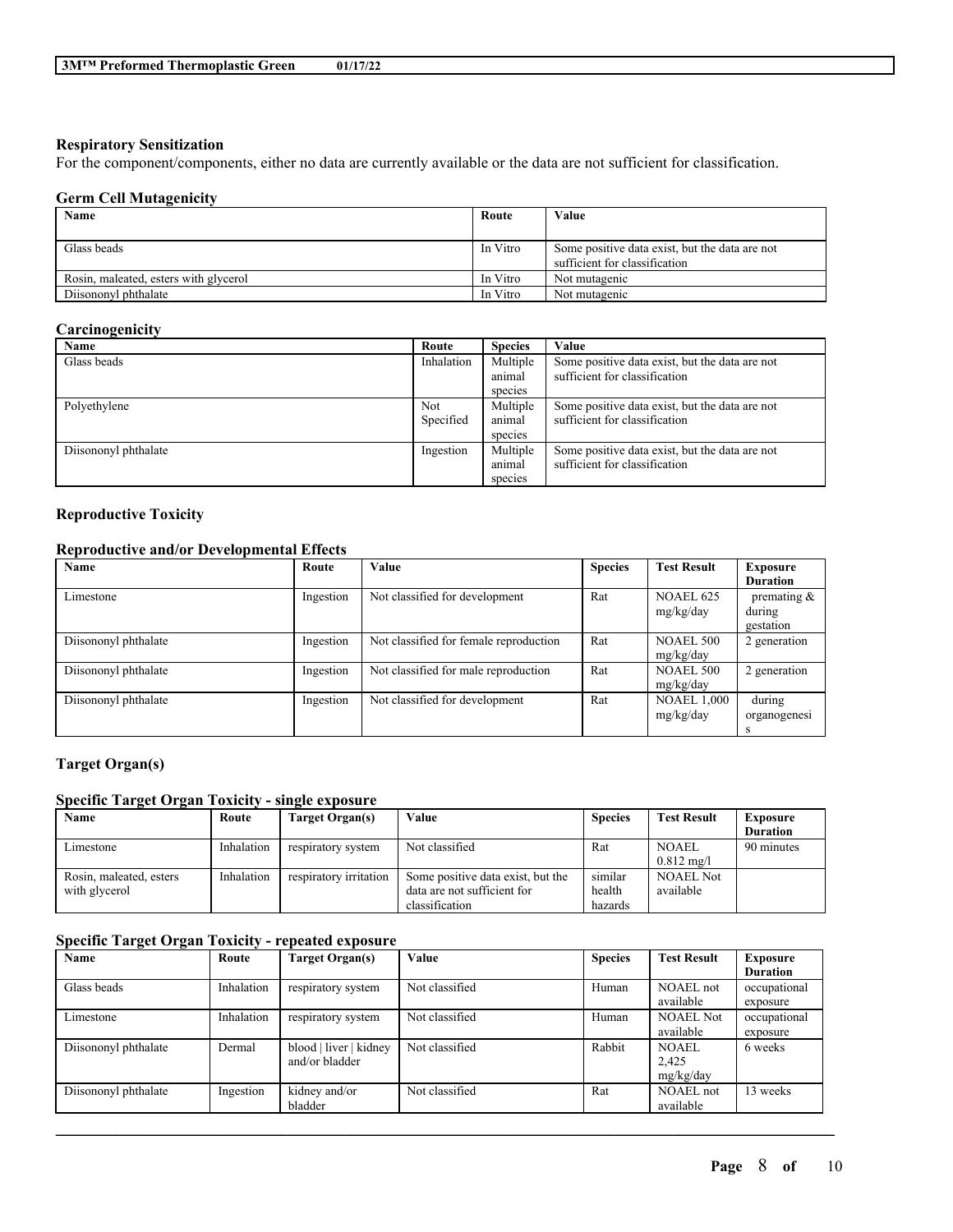### Respiratory Sensitization

For the component/components, either no data are currently available or the data are not sufficient for classification.

### Germ Cell Mutagenicity

| Name | Route | Value |
|---|---|---|
| Glass beads | In Vitro | Some positive data exist, but the data are not sufficient for classification |
| Rosin, maleated, esters with glycerol | In Vitro | Not mutagenic |
| Diisononyl phthalate | In Vitro | Not mutagenic |

### Carcinogenicity

| Name | Route | Species | Value |
|---|---|---|---|
| Glass beads | Inhalation | Multiple animal species | Some positive data exist, but the data are not sufficient for classification |
| Polyethylene | Not Specified | Multiple animal species | Some positive data exist, but the data are not sufficient for classification |
| Diisononyl phthalate | Ingestion | Multiple animal species | Some positive data exist, but the data are not sufficient for classification |

### Reproductive Toxicity

#### Reproductive and/or Developmental Effects

| Name | Route | Value | Species | Test Result | Exposure Duration |
|---|---|---|---|---|---|
| Limestone | Ingestion | Not classified for development | Rat | NOAEL 625 mg/kg/day | premating & during gestation |
| Diisononyl phthalate | Ingestion | Not classified for female reproduction | Rat | NOAEL 500 mg/kg/day | 2 generation |
| Diisononyl phthalate | Ingestion | Not classified for male reproduction | Rat | NOAEL 500 mg/kg/day | 2 generation |
| Diisononyl phthalate | Ingestion | Not classified for development | Rat | NOAEL 1,000 mg/kg/day | during organogenesis |

### Target Organ(s)

#### Specific Target Organ Toxicity - single exposure

| Name | Route | Target Organ(s) | Value | Species | Test Result | Exposure Duration |
|---|---|---|---|---|---|---|
| Limestone | Inhalation | respiratory system | Not classified | Rat | NOAEL 0.812 mg/l | 90 minutes |
| Rosin, maleated, esters with glycerol | Inhalation | respiratory irritation | Some positive data exist, but the data are not sufficient for classification | similar health hazards | NOAEL Not available | |

#### Specific Target Organ Toxicity - repeated exposure

| Name | Route | Target Organ(s) | Value | Species | Test Result | Exposure Duration |
|---|---|---|---|---|---|---|
| Glass beads | Inhalation | respiratory system | Not classified | Human | NOAEL not available | occupational exposure |
| Limestone | Inhalation | respiratory system | Not classified | Human | NOAEL Not available | occupational exposure |
| Diisononyl phthalate | Dermal | blood \| liver \| kidney and/or bladder | Not classified | Rabbit | NOAEL 2,425 mg/kg/day | 6 weeks |
| Diisononyl phthalate | Ingestion | kidney and/or bladder | Not classified | Rat | NOAEL not available | 13 weeks |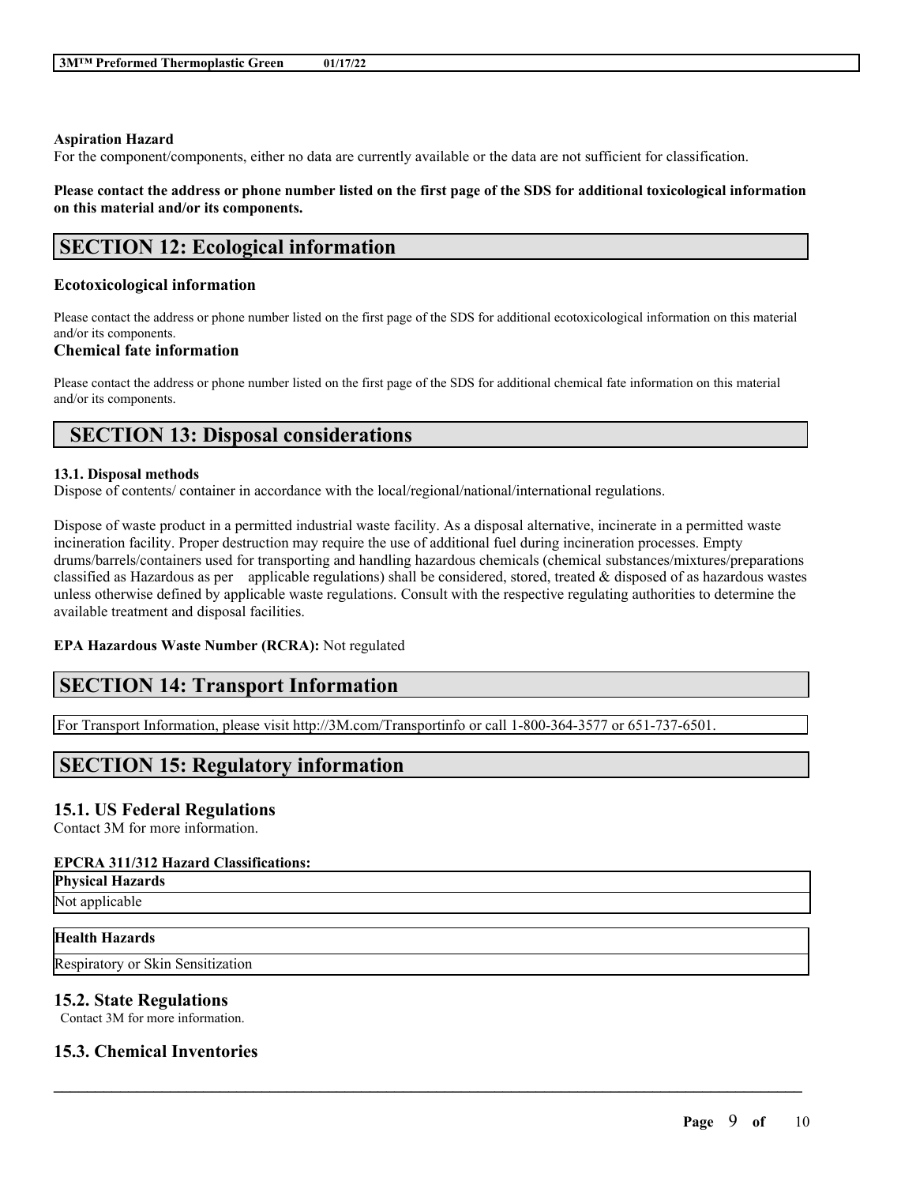**Aspiration Hazard**
For the component/components, either no data are currently available or the data are not sufficient for classification.

**Please contact the address or phone number listed on the first page of the SDS for additional toxicological information on this material and/or its components.**

## SECTION 12: Ecological information

### Ecotoxicological information

Please contact the address or phone number listed on the first page of the SDS for additional ecotoxicological information on this material and/or its components.

### Chemical fate information

Please contact the address or phone number listed on the first page of the SDS for additional chemical fate information on this material and/or its components.

## SECTION 13: Disposal considerations

**13.1. Disposal methods**
Dispose of contents/ container in accordance with the local/regional/national/international regulations.

Dispose of waste product in a permitted industrial waste facility. As a disposal alternative, incinerate in a permitted waste incineration facility. Proper destruction may require the use of additional fuel during incineration processes. Empty drums/barrels/containers used for transporting and handling hazardous chemicals (chemical substances/mixtures/preparations classified as Hazardous as per applicable regulations) shall be considered, stored, treated & disposed of as hazardous wastes unless otherwise defined by applicable waste regulations. Consult with the respective regulating authorities to determine the available treatment and disposal facilities.

**EPA Hazardous Waste Number (RCRA):** Not regulated

## SECTION 14: Transport Information

For Transport Information, please visit http://3M.com/Transportinfo or call 1-800-364-3577 or 651-737-6501.

## SECTION 15: Regulatory information

### 15.1. US Federal Regulations

Contact 3M for more information.

**EPCRA 311/312 Hazard Classifications:**

| Physical Hazards |
|---|
| Not applicable |

| Health Hazards |
|---|
| Respiratory or Skin Sensitization |

### 15.2. State Regulations

Contact 3M for more information.

### 15.3. Chemical Inventories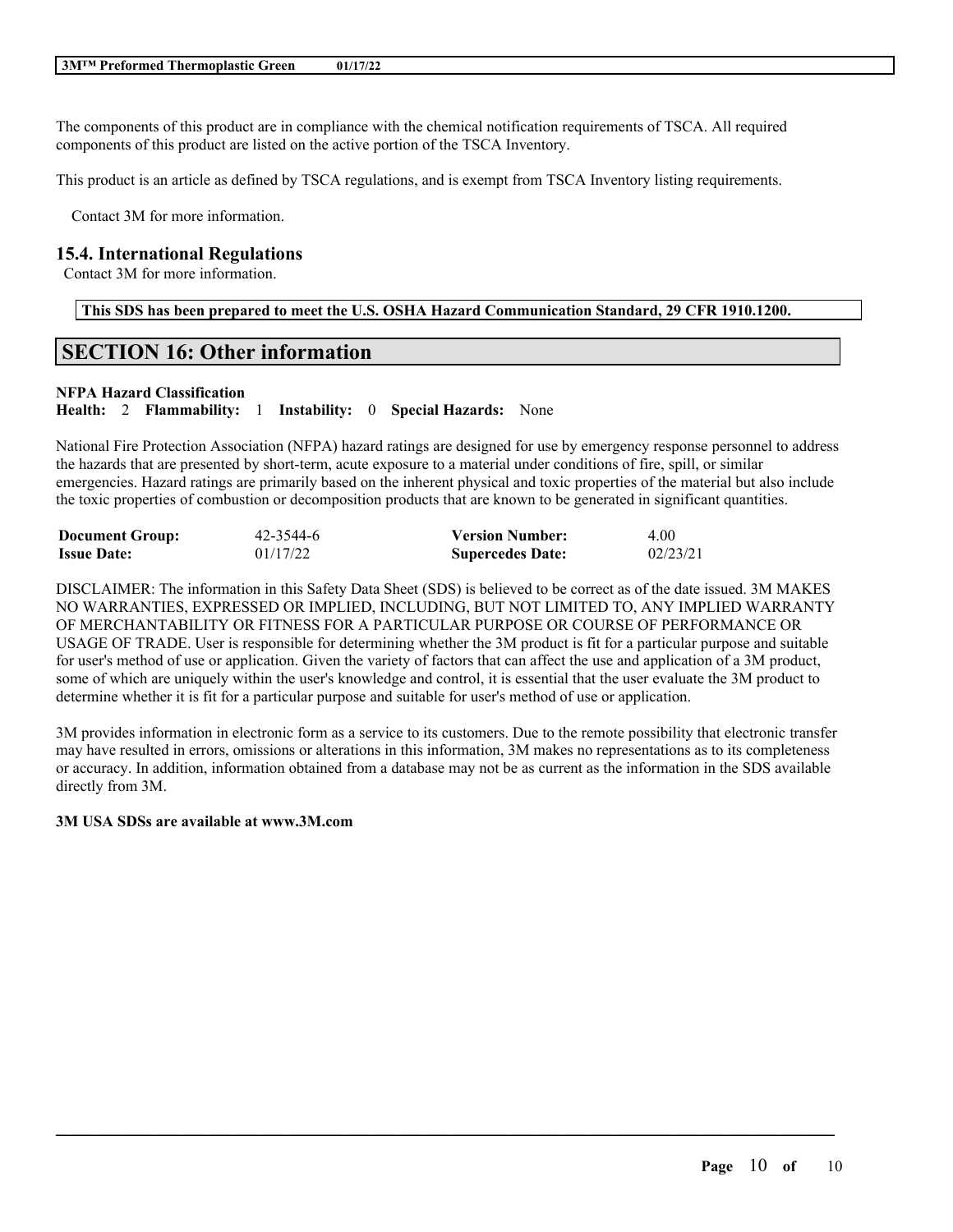The components of this product are in compliance with the chemical notification requirements of TSCA. All required components of this product are listed on the active portion of the TSCA Inventory.

This product is an article as defined by TSCA regulations, and is exempt from TSCA Inventory listing requirements.

Contact 3M for more information.

### 15.4. International Regulations

Contact 3M for more information.

**This SDS has been prepared to meet the U.S. OSHA Hazard Communication Standard, 29 CFR 1910.1200.**

## SECTION 16: Other information

**NFPA Hazard Classification**
**Health:** 2 **Flammability:** 1 **Instability:** 0 **Special Hazards:** None

National Fire Protection Association (NFPA) hazard ratings are designed for use by emergency response personnel to address the hazards that are presented by short-term, acute exposure to a material under conditions of fire, spill, or similar emergencies. Hazard ratings are primarily based on the inherent physical and toxic properties of the material but also include the toxic properties of combustion or decomposition products that are known to be generated in significant quantities.

| | | | |
|---|---|---|---|
| **Document Group:** | 42-3544-6 | **Version Number:** | 4.00 |
| **Issue Date:** | 01/17/22 | **Supercedes Date:** | 02/23/21 |

DISCLAIMER: The information in this Safety Data Sheet (SDS) is believed to be correct as of the date issued. 3M MAKES NO WARRANTIES, EXPRESSED OR IMPLIED, INCLUDING, BUT NOT LIMITED TO, ANY IMPLIED WARRANTY OF MERCHANTABILITY OR FITNESS FOR A PARTICULAR PURPOSE OR COURSE OF PERFORMANCE OR USAGE OF TRADE. User is responsible for determining whether the 3M product is fit for a particular purpose and suitable for user's method of use or application. Given the variety of factors that can affect the use and application of a 3M product, some of which are uniquely within the user's knowledge and control, it is essential that the user evaluate the 3M product to determine whether it is fit for a particular purpose and suitable for user's method of use or application.

3M provides information in electronic form as a service to its customers. Due to the remote possibility that electronic transfer may have resulted in errors, omissions or alterations in this information, 3M makes no representations as to its completeness or accuracy. In addition, information obtained from a database may not be as current as the information in the SDS available directly from 3M.

**3M USA SDSs are available at www.3M.com**